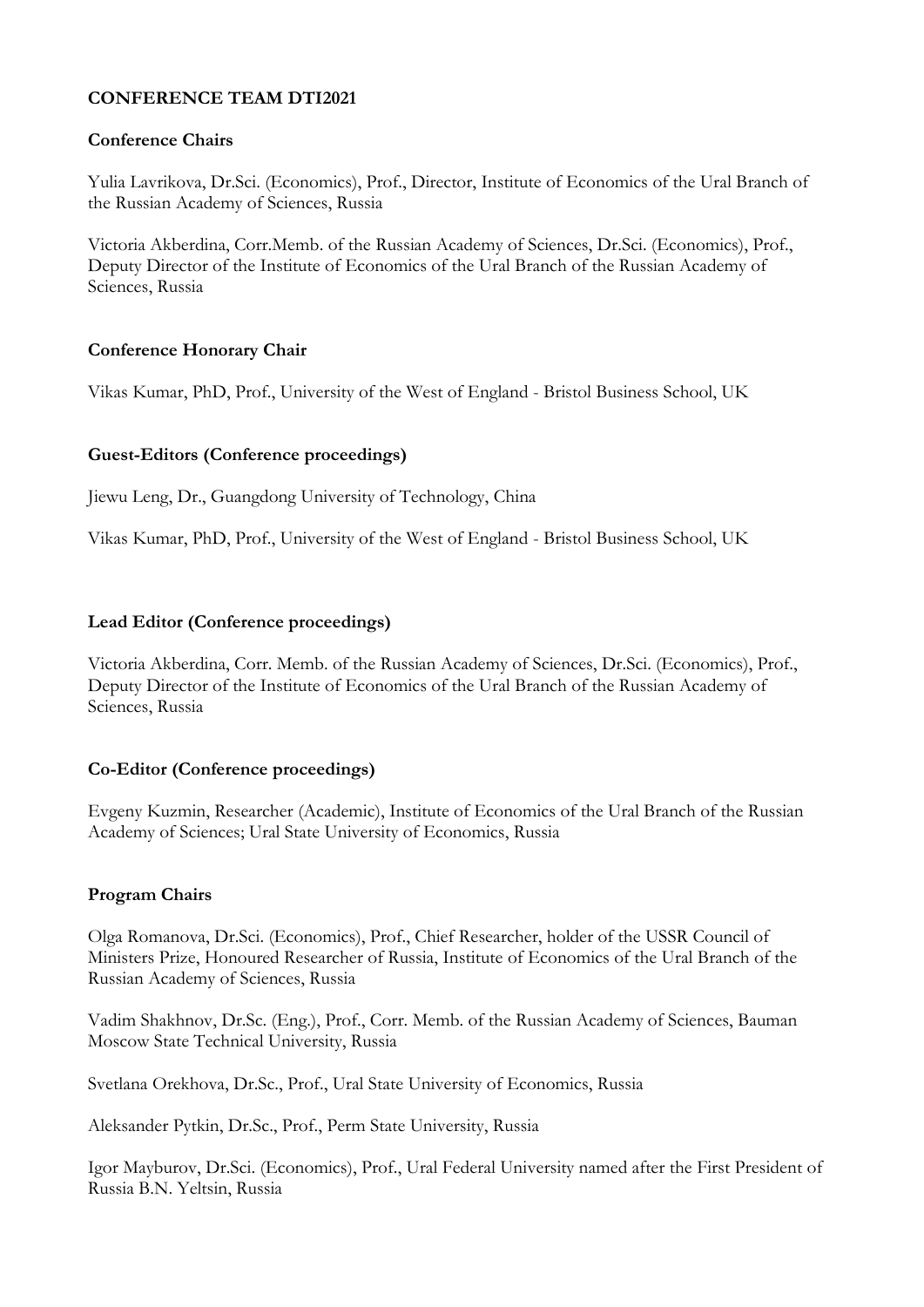# CONFERENCE TEAM DTI2021

## Conference Chairs

Yulia Lavrikova, Dr.Sci. (Economics), Prof., Director, Institute of Economics of the Ural Branch of the Russian Academy of Sciences, Russia

Victoria Akberdina, Corr.Memb. of the Russian Academy of Sciences, Dr.Sci. (Economics), Prof., Deputy Director of the Institute of Economics of the Ural Branch of the Russian Academy of Sciences, Russia

## Conference Honorary Chair

Vikas Kumar, PhD, Prof., University of the West of England - Bristol Business School, UK

## Guest-Editors (Conference proceedings)

Jiewu Leng, Dr., Guangdong University of Technology, China

Vikas Kumar, PhD, Prof., University of the West of England - Bristol Business School, UK

## Lead Editor (Conference proceedings)

Victoria Akberdina, Corr. Memb. of the Russian Academy of Sciences, Dr.Sci. (Economics), Prof., Deputy Director of the Institute of Economics of the Ural Branch of the Russian Academy of Sciences, Russia

## Co-Editor (Conference proceedings)

Evgeny Kuzmin, Researcher (Academic), Institute of Economics of the Ural Branch of the Russian Academy of Sciences; Ural State University of Economics, Russia

## Program Chairs

Olga Romanova, Dr.Sci. (Economics), Prof., Chief Researcher, holder of the USSR Council of Ministers Prize, Honoured Researcher of Russia, Institute of Economics of the Ural Branch of the Russian Academy of Sciences, Russia

Vadim Shakhnov, Dr.Sc. (Eng.), Prof., Corr. Memb. of the Russian Academy of Sciences, Bauman Moscow State Technical University, Russia

Svetlana Orekhova, Dr.Sc., Prof., Ural State University of Economics, Russia

Aleksander Pytkin, Dr.Sc., Prof., Perm State University, Russia

Igor Mayburov, Dr.Sci. (Economics), Prof., Ural Federal University named after the First President of Russia B.N. Yeltsin, Russia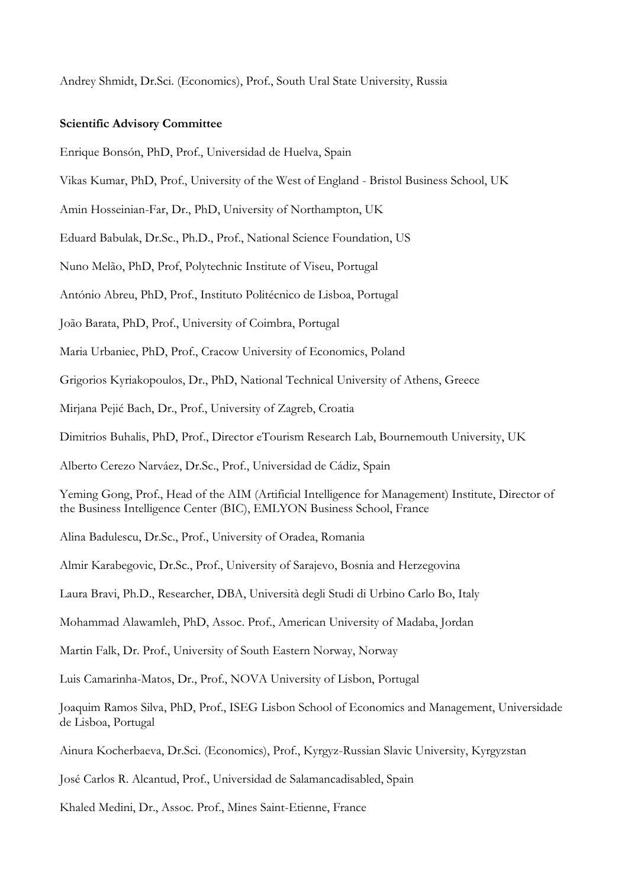Andrey Shmidt, Dr.Sci. (Economics), Prof., South Ural State University, Russia

**Scientific Advisory Committee**

Enrique Bonsón, PhD, Prof., Universidad de Huelva, Spain

Vikas Kumar, PhD, Prof., University of the West of England - Bristol Business School, UK

Amin Hosseinian-Far, Dr., PhD, University of Northampton, UK

Eduard Babulak, Dr.Sc., Ph.D., Prof., National Science Foundation, US

Nuno Melão, PhD, Prof, Polytechnic Institute of Viseu, Portugal

António Abreu, PhD, Prof., Instituto Politécnico de Lisboa, Portugal

João Barata, PhD, Prof., University of Coimbra, Portugal

Maria Urbaniec, PhD, Prof., Cracow University of Economics, Poland

Grigorios Kyriakopoulos, Dr., PhD, National Technical University of Athens, Greece

Mirjana Pejić Bach, Dr., Prof., University of Zagreb, Croatia

Dimitrios Buhalis, PhD, Prof., Director eTourism Research Lab, Bournemouth University, UK

Alberto Cerezo Narváez, Dr.Sc., Prof., Universidad de Cádiz, Spain

Yeming Gong, Prof., Head of the AIM (Artificial Intelligence for Management) Institute, Director of the Business Intelligence Center (BIC), EMLYON Business School, France

Alina Badulescu, Dr.Sc., Prof., University of Oradea, Romania

Almir Karabegovic, Dr.Sc., Prof., University of Sarajevo, Bosnia and Herzegovina

Laura Bravi, Ph.D., Researcher, DBA, Università degli Studi di Urbino Carlo Bo, Italy

Mohammad Alawamleh, PhD, Assoc. Prof., American University of Madaba, Jordan

Martin Falk, Dr. Prof., University of South Eastern Norway, Norway

Luis Camarinha-Matos, Dr., Prof., NOVA University of Lisbon, Portugal

Joaquim Ramos Silva, PhD, Prof., ISEG Lisbon School of Economics and Management, Universidade de Lisboa, Portugal

Ainura Kocherbaeva, Dr.Sci. (Economics), Prof., Kyrgyz-Russian Slavic University, Kyrgyzstan

José Carlos R. Alcantud, Prof., Universidad de Salamancadisabled, Spain

Khaled Medini, Dr., Assoc. Prof., Mines Saint-Etienne, France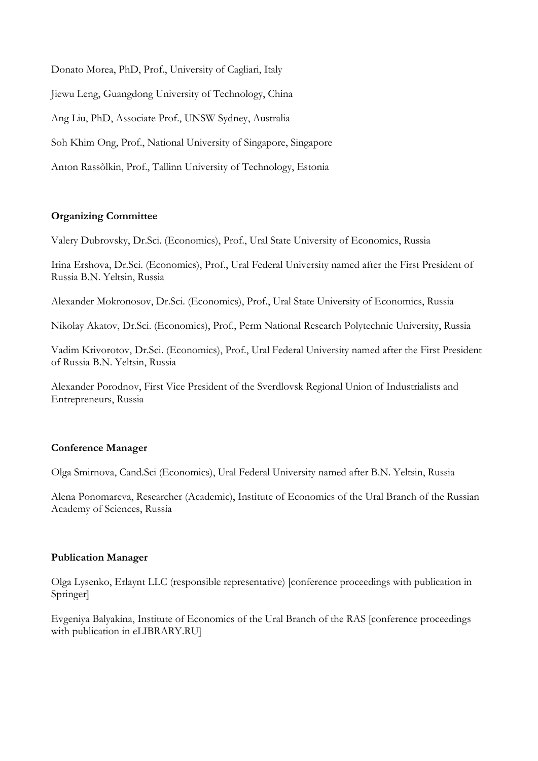Donato Morea, PhD, Prof., University of Cagliari, Italy

Jiewu Leng, Guangdong University of Technology, China

Ang Liu, PhD, Associate Prof., UNSW Sydney, Australia

Soh Khim Ong, Prof., National University of Singapore, Singapore

Anton Rassõlkin, Prof., Tallinn University of Technology, Estonia

**Organizing Committee**

Valery Dubrovsky, Dr.Sci. (Economics), Prof., Ural State University of Economics, Russia

Irina Ershova, Dr.Sci. (Economics), Prof., Ural Federal University named after the First President of Russia B.N. Yeltsin, Russia

Alexander Mokronosov, Dr.Sci. (Economics), Prof., Ural State University of Economics, Russia

Nikolay Akatov, Dr.Sci. (Economics), Prof., Perm National Research Polytechnic University, Russia

Vadim Krivorotov, Dr.Sci. (Economics), Prof., Ural Federal University named after the First President of Russia B.N. Yeltsin, Russia

Alexander Porodnov, First Vice President of the Sverdlovsk Regional Union of Industrialists and Entrepreneurs, Russia

**Conference Manager**

Olga Smirnova, Cand.Sci (Economics), Ural Federal University named after B.N. Yeltsin, Russia

Alena Ponomareva, Researcher (Academic), Institute of Economics of the Ural Branch of the Russian Academy of Sciences, Russia

**Publication Manager**

Olga Lysenko, Erlaynt LLC (responsible representative) [conference proceedings with publication in Springer]

Evgeniya Balyakina, Institute of Economics of the Ural Branch of the RAS [conference proceedings with publication in eLIBRARY.RU]